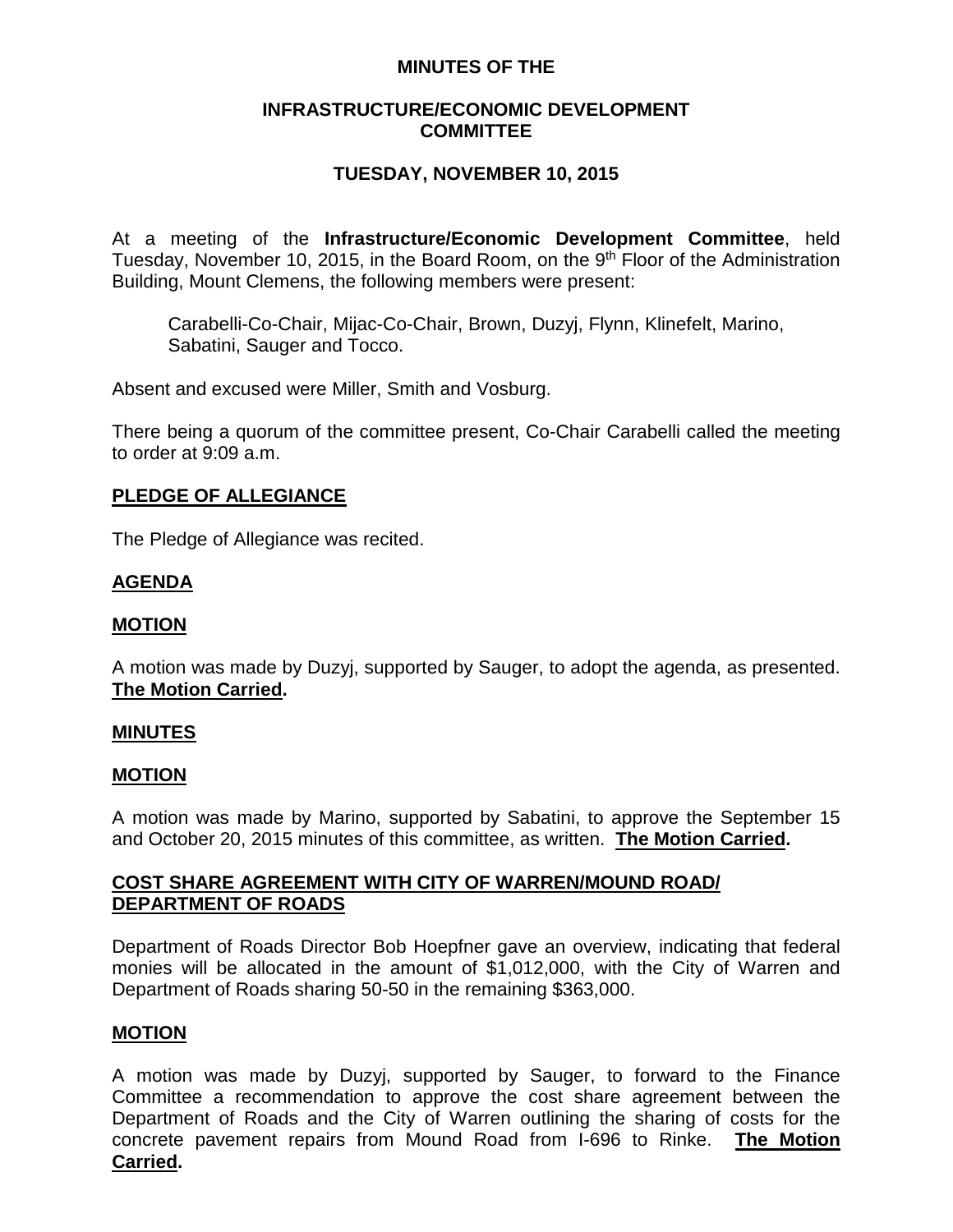**MINUTES OF THE**

**INFRASTRUCTURE/ECONOMIC DEVELOPMENT COMMITTEE**

**TUESDAY, NOVEMBER 10, 2015**

At a meeting of the **Infrastructure/Economic Development Committee**, held Tuesday, November 10, 2015, in the Board Room, on the 9th Floor of the Administration Building, Mount Clemens, the following members were present:

> Carabelli-Co-Chair, Mijac-Co-Chair, Brown, Duzyj, Flynn, Klinefelt, Marino, Sabatini, Sauger and Tocco.

Absent and excused were Miller, Smith and Vosburg.

There being a quorum of the committee present, Co-Chair Carabelli called the meeting to order at 9:09 a.m.

**PLEDGE OF ALLEGIANCE**

The Pledge of Allegiance was recited.

**AGENDA**

**MOTION**

A motion was made by Duzyj, supported by Sauger, to adopt the agenda, as presented. **The Motion Carried.**

**MINUTES**

**MOTION**

A motion was made by Marino, supported by Sabatini, to approve the September 15 and October 20, 2015 minutes of this committee, as written. **The Motion Carried.**

**COST SHARE AGREEMENT WITH CITY OF WARREN/MOUND ROAD/ DEPARTMENT OF ROADS**

Department of Roads Director Bob Hoepfner gave an overview, indicating that federal monies will be allocated in the amount of $1,012,000, with the City of Warren and Department of Roads sharing 50-50 in the remaining $363,000.

**MOTION**

A motion was made by Duzyj, supported by Sauger, to forward to the Finance Committee a recommendation to approve the cost share agreement between the Department of Roads and the City of Warren outlining the sharing of costs for the concrete pavement repairs from Mound Road from I-696 to Rinke. **The Motion Carried.**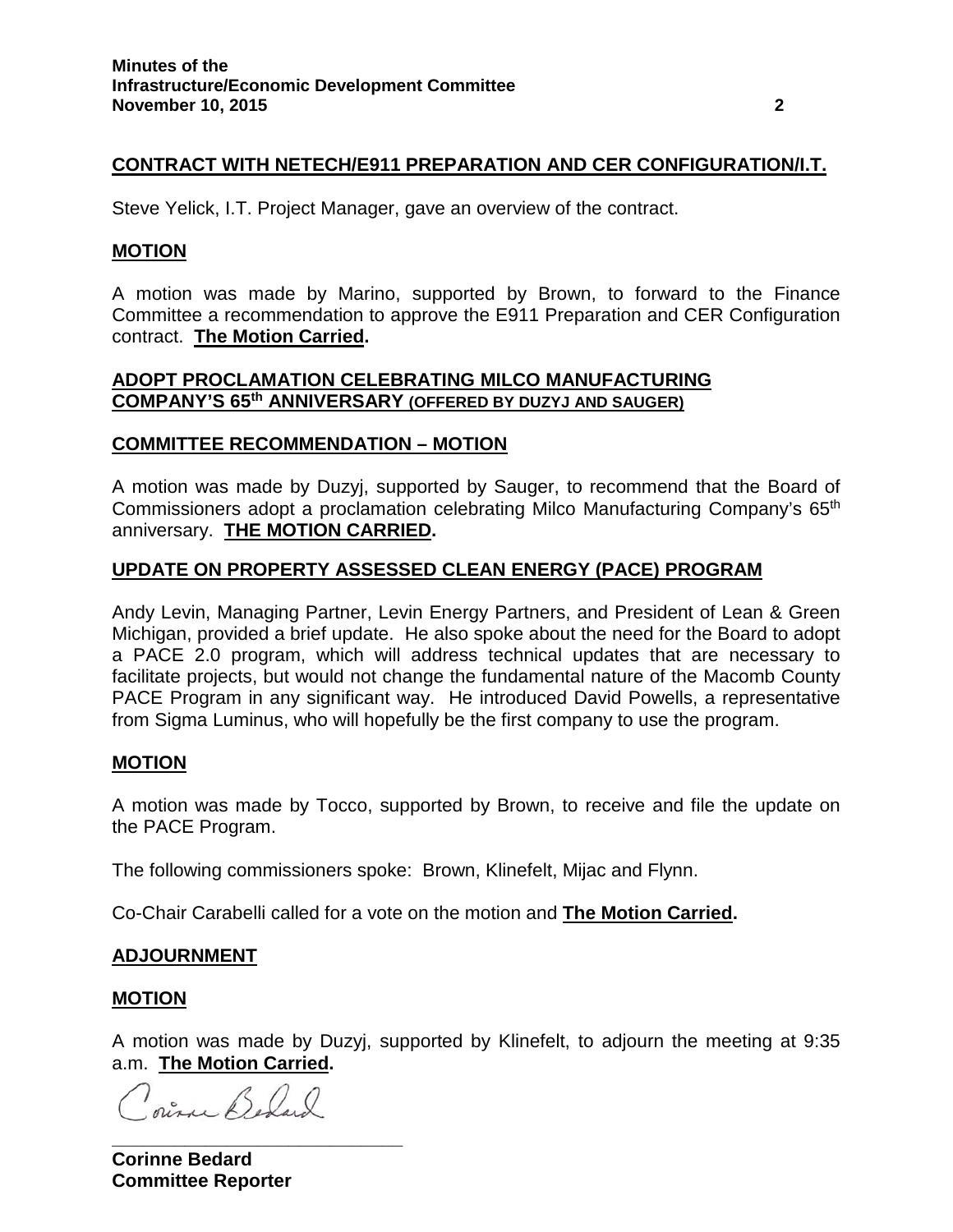## CONTRACT WITH NETECH/E911 PREPARATION AND CER CONFIGURATION/I.T.

Steve Yelick, I.T. Project Manager, gave an overview of the contract.

### MOTION

A motion was made by Marino, supported by Brown, to forward to the Finance Committee a recommendation to approve the E911 Preparation and CER Configuration contract. **The Motion Carried.**

## ADOPT PROCLAMATION CELEBRATING MILCO MANUFACTURING COMPANY'S 65th ANNIVERSARY (OFFERED BY DUZYJ AND SAUGER)

### COMMITTEE RECOMMENDATION – MOTION

A motion was made by Duzyj, supported by Sauger, to recommend that the Board of Commissioners adopt a proclamation celebrating Milco Manufacturing Company's 65th anniversary. **THE MOTION CARRIED.**

## UPDATE ON PROPERTY ASSESSED CLEAN ENERGY (PACE) PROGRAM

Andy Levin, Managing Partner, Levin Energy Partners, and President of Lean & Green Michigan, provided a brief update. He also spoke about the need for the Board to adopt a PACE 2.0 program, which will address technical updates that are necessary to facilitate projects, but would not change the fundamental nature of the Macomb County PACE Program in any significant way. He introduced David Powells, a representative from Sigma Luminus, who will hopefully be the first company to use the program.

### MOTION

A motion was made by Tocco, supported by Brown, to receive and file the update on the PACE Program.

The following commissioners spoke: Brown, Klinefelt, Mijac and Flynn.

Co-Chair Carabelli called for a vote on the motion and **The Motion Carried.**

## ADJOURNMENT

### MOTION

A motion was made by Duzyj, supported by Klinefelt, to adjourn the meeting at 9:35 a.m. **The Motion Carried.**

Corinne Bedard

**Corinne Bedard**
**Committee Reporter**